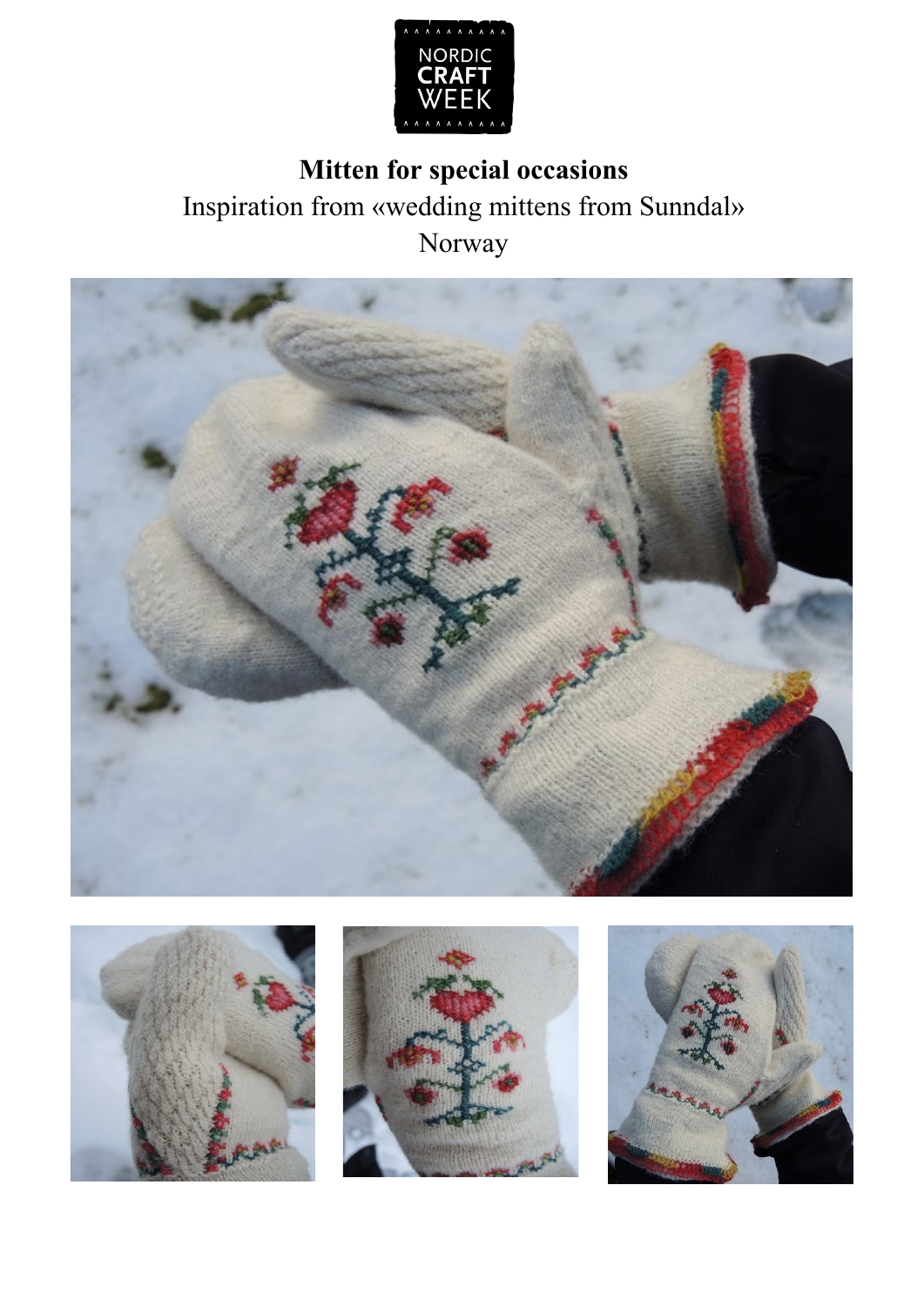NORDIC CRAFT WEEK

# Mitten for special occasions

Inspiration from «wedding mittens from Sunndal»

Norway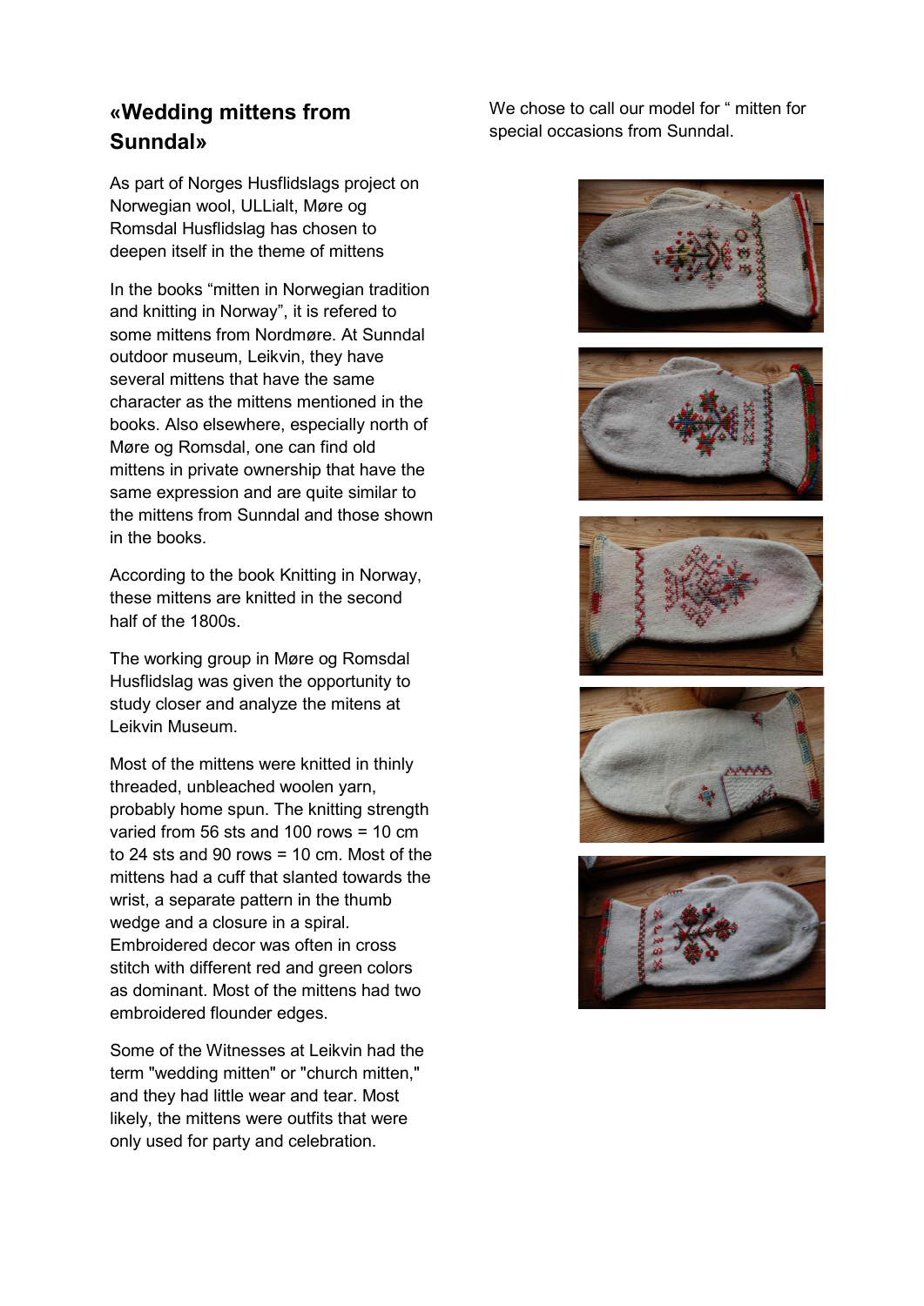## «Wedding mittens from Sunndal»

As part of Norges Husflidslags project on Norwegian wool, ULLialt, Møre og Romsdal Husflidslag has chosen to deepen itself in the theme of mittens

In the books "mitten in Norwegian tradition and knitting in Norway", it is refered to some mittens from Nordmøre. At Sunndal outdoor museum, Leikvin, they have several mittens that have the same character as the mittens mentioned in the books. Also elsewhere, especially north of Møre og Romsdal, one can find old mittens in private ownership that have the same expression and are quite similar to the mittens from Sunndal and those shown in the books.

According to the book Knitting in Norway, these mittens are knitted in the second half of the 1800s.

The working group in Møre og Romsdal Husflidslag was given the opportunity to study closer and analyze the mitens at Leikvin Museum.

Most of the mittens were knitted in thinly threaded, unbleached woolen yarn, probably home spun. The knitting strength varied from 56 sts and 100 rows = 10 cm to 24 sts and 90 rows = 10 cm. Most of the mittens had a cuff that slanted towards the wrist, a separate pattern in the thumb wedge and a closure in a spiral. Embroidered decor was often in cross stitch with different red and green colors as dominant. Most of the mittens had two embroidered flounder edges.

Some of the Witnesses at Leikvin had the term "wedding mitten" or "church mitten," and they had little wear and tear. Most likely, the mittens were outfits that were only used for party and celebration.

We chose to call our model for " mitten for special occasions from Sunndal.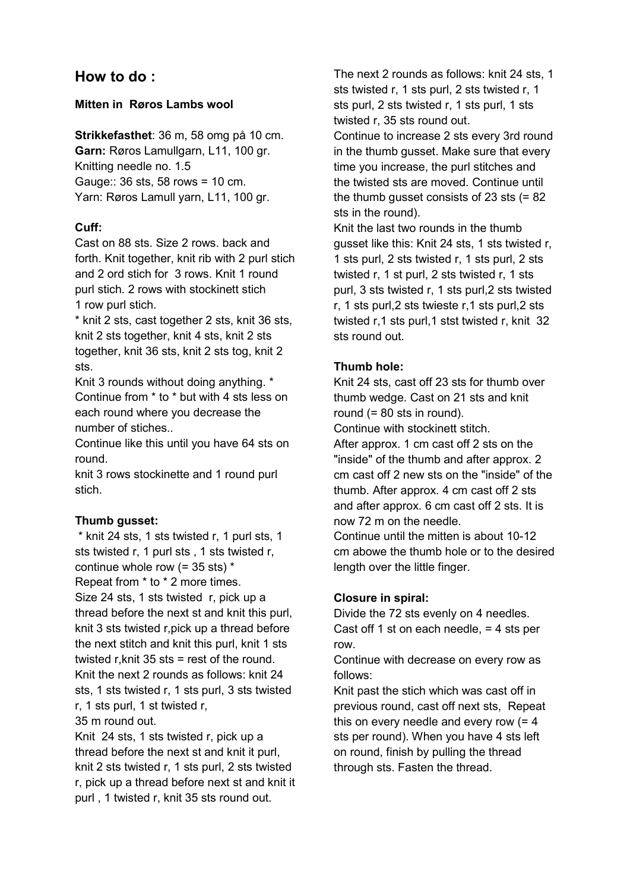## How to do :

**Mitten in Røros Lambs wool**

**Strikkefasthet**: 36 m, 58 omg på 10 cm.
**Garn:** Røros Lamullgarn, L11, 100 gr.
Knitting needle no. 1.5
Gauge:: 36 sts, 58 rows = 10 cm.
Yarn: Røros Lamull yarn, L11, 100 gr.

**Cuff:**

Cast on 88 sts. Size 2 rows. back and forth. Knit together, knit rib with 2 purl stich and 2 ord stich for 3 rows. Knit 1 round purl stich. 2 rows with stockinett stich 1 row purl stich.

* knit 2 sts, cast together 2 sts, knit 36 sts, knit 2 sts together, knit 4 sts, knit 2 sts together, knit 36 sts, knit 2 sts tog, knit 2 sts.

Knit 3 rounds without doing anything. *

Continue from * to * but with 4 sts less on each round where you decrease the number of stiches..

Continue like this until you have 64 sts on round.

knit 3 rows stockinette and 1 round purl stich.

**Thumb gusset:**

* knit 24 sts, 1 sts twisted r, 1 purl sts, 1 sts twisted r, 1 purl sts , 1 sts twisted r, continue whole row (= 35 sts) *

Repeat from * to * 2 more times.

Size 24 sts, 1 sts twisted r, pick up a thread before the next st and knit this purl, knit 3 sts twisted r,pick up a thread before the next stitch and knit this purl, knit 1 sts twisted r,knit 35 sts = rest of the round.

Knit the next 2 rounds as follows: knit 24 sts, 1 sts twisted r, 1 sts purl, 3 sts twisted r, 1 sts purl, 1 st twisted r,

35 m round out.

Knit 24 sts, 1 sts twisted r, pick up a thread before the next st and knit it purl, knit 2 sts twisted r, 1 sts purl, 2 sts twisted r, pick up a thread before next st and knit it purl , 1 twisted r, knit 35 sts round out.

The next 2 rounds as follows: knit 24 sts, 1 sts twisted r, 1 sts purl, 2 sts twisted r, 1 sts purl, 2 sts twisted r, 1 sts purl, 1 sts twisted r, 35 sts round out.

Continue to increase 2 sts every 3rd round in the thumb gusset. Make sure that every time you increase, the purl stitches and the twisted sts are moved. Continue until the thumb gusset consists of 23 sts (= 82 sts in the round).

Knit the last two rounds in the thumb gusset like this: Knit 24 sts, 1 sts twisted r, 1 sts purl, 2 sts twisted r, 1 sts purl, 2 sts twisted r, 1 st purl, 2 sts twisted r, 1 sts purl, 3 sts twisted r, 1 sts purl,2 sts twisted r, 1 sts purl,2 sts twieste r,1 sts purl,2 sts twisted r,1 sts purl,1 stst twisted r, knit 32 sts round out.

**Thumb hole:**

Knit 24 sts, cast off 23 sts for thumb over thumb wedge. Cast on 21 sts and knit round (= 80 sts in round).

Continue with stockinett stitch.

After approx. 1 cm cast off 2 sts on the "inside" of the thumb and after approx. 2 cm cast off 2 new sts on the "inside" of the thumb. After approx. 4 cm cast off 2 sts and after approx. 6 cm cast off 2 sts. It is now 72 m on the needle.

Continue until the mitten is about 10-12 cm abowe the thumb hole or to the desired length over the little finger.

**Closure in spiral:**

Divide the 72 sts evenly on 4 needles. Cast off 1 st on each needle, = 4 sts per row.

Continue with decrease on every row as follows:

Knit past the stich which was cast off in previous round, cast off next sts, Repeat this on every needle and every row (= 4 sts per round). When you have 4 sts left on round, finish by pulling the thread through sts. Fasten the thread.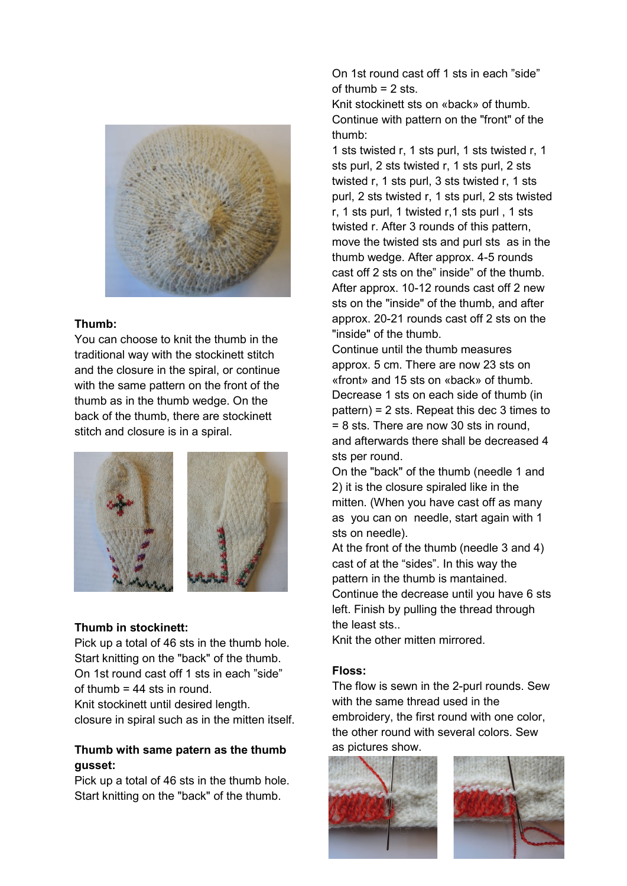**Thumb:**

You can choose to knit the thumb in the traditional way with the stockinett stitch and the closure in the spiral, or continue with the same pattern on the front of the thumb as in the thumb wedge. On the back of the thumb, there are stockinett stitch and closure is in a spiral.

**Thumb in stockinett:**

Pick up a total of 46 sts in the thumb hole. Start knitting on the "back" of the thumb. On 1st round cast off 1 sts in each "side" of thumb = 44 sts in round.
Knit stockinett until desired length.
closure in spiral such as in the mitten itself.

**Thumb with same patern as the thumb gusset:**

Pick up a total of 46 sts in the thumb hole. Start knitting on the "back" of the thumb.
On 1st round cast off 1 sts in each "side" of thumb = 2 sts.
Knit stockinett sts on «back» of thumb.
Continue with pattern on the "front" of the thumb:
1 sts twisted r, 1 sts purl, 1 sts twisted r, 1 sts purl, 2 sts twisted r, 1 sts purl, 2 sts twisted r, 1 sts purl, 3 sts twisted r, 1 sts purl, 2 sts twisted r, 1 sts purl, 2 sts twisted r, 1 sts purl, 1 twisted r,1 sts purl , 1 sts twisted r. After 3 rounds of this pattern, move the twisted sts and purl sts as in the thumb wedge. After approx. 4-5 rounds cast off 2 sts on the" inside" of the thumb. After approx. 10-12 rounds cast off 2 new sts on the "inside" of the thumb, and after approx. 20-21 rounds cast off 2 sts on the "inside" of the thumb.
Continue until the thumb measures approx. 5 cm. There are now 23 sts on «front» and 15 sts on «back» of thumb. Decrease 1 sts on each side of thumb (in pattern) = 2 sts. Repeat this dec 3 times to = 8 sts. There are now 30 sts in round, and afterwards there shall be decreased 4 sts per round.
On the "back" of the thumb (needle 1 and 2) it is the closure spiraled like in the mitten. (When you have cast off as many as you can on needle, start again with 1 sts on needle).
At the front of the thumb (needle 3 and 4) cast of at the "sides". In this way the pattern in the thumb is mantained.
Continue the decrease until you have 6 sts left. Finish by pulling the thread through the least sts..
Knit the other mitten mirrored.

**Floss:**

The flow is sewn in the 2-purl rounds. Sew with the same thread used in the embroidery, the first round with one color, the other round with several colors. Sew as pictures show.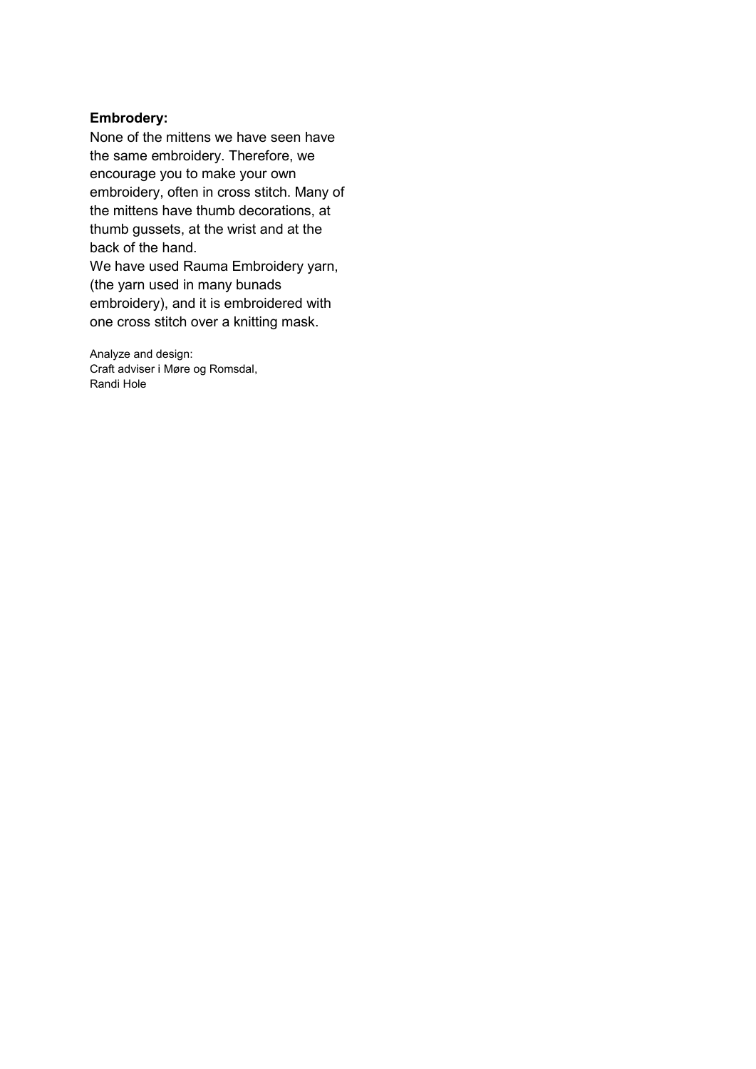**Embrodery:**

None of the mittens we have seen have the same embroidery. Therefore, we encourage you to make your own embroidery, often in cross stitch. Many of the mittens have thumb decorations, at thumb gussets, at the wrist and at the back of the hand.
We have used Rauma Embroidery yarn, (the yarn used in many bunads embroidery), and it is embroidered with one cross stitch over a knitting mask.

Analyze and design:
Craft adviser i Møre og Romsdal,
Randi Hole